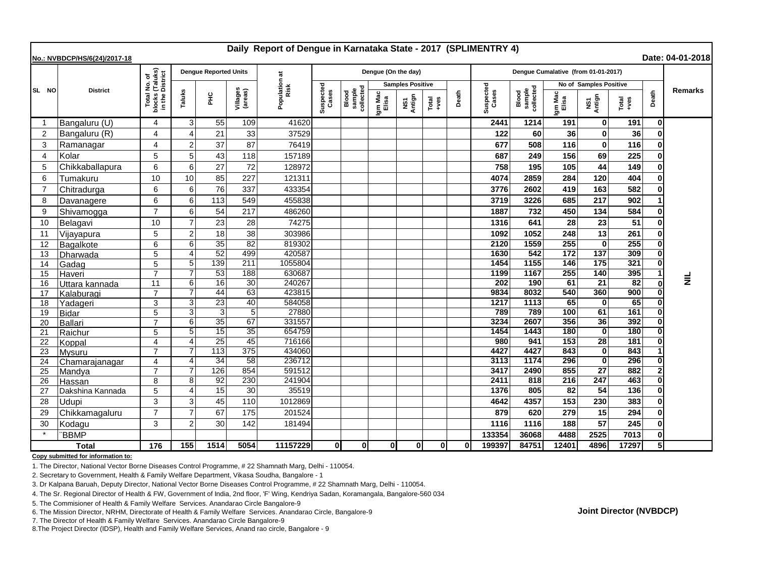# Daily Report of Dengue in Karnataka State - 2017 (SPLIMENTRY 4)

**No.: NVBDCP/HS/6(24)/2017-18** **Date: 04-01-2018**

| SL NO | District | Total No. of blocks (Taluks) in the District | Dengue Reported Units | | | Population at Risk | Dengue (On the day) | | | | | | Dengue Cumalative (from 01-01-2017) | | | | | | Remarks |
|---|---|---|---|---|---|---|---|---|---|---|---|---|---|---|---|---|---|---|---|
| | | | Taluks | PHC | Villages (areas) | | Suspected Cases | Blood sample collected | Samples Positive | | | Death | Suspected Cases | Blood sample collected | No of Samples Positive | | | Death | |
| | | | | | | | | | Igm Mac Elisa | NS1 Antign | Total +ves | | | | Igm Mac Elisa | NS1 Antign | Total +ves | | |
| 1 | Bangaluru (U) | 4 | 3 | 55 | 109 | 41620 | | | | | | | 2441 | 1214 | 191 | 0 | 191 | 0 | NIL |
| 2 | Bangaluru (R) | 4 | 4 | 21 | 33 | 37529 | | | | | | | 122 | 60 | 36 | 0 | 36 | 0 | |
| 3 | Ramanagar | 4 | 2 | 37 | 87 | 76419 | | | | | | | 677 | 508 | 116 | 0 | 116 | 0 | |
| 4 | Kolar | 5 | 5 | 43 | 118 | 157189 | | | | | | | 687 | 249 | 156 | 69 | 225 | 0 | |
| 5 | Chikkaballapura | 6 | 6 | 27 | 72 | 128972 | | | | | | | 758 | 195 | 105 | 44 | 149 | 0 | |
| 6 | Tumakuru | 10 | 10 | 85 | 227 | 121311 | | | | | | | 4074 | 2859 | 284 | 120 | 404 | 0 | |
| 7 | Chitradurga | 6 | 6 | 76 | 337 | 433354 | | | | | | | 3776 | 2602 | 419 | 163 | 582 | 0 | |
| 8 | Davanagere | 6 | 6 | 113 | 549 | 455838 | | | | | | | 3719 | 3226 | 685 | 217 | 902 | 1 | |
| 9 | Shivamogga | 7 | 6 | 54 | 217 | 486260 | | | | | | | 1887 | 732 | 450 | 134 | 584 | 0 | |
| 10 | Belagavi | 10 | 7 | 23 | 28 | 74275 | | | | | | | 1316 | 641 | 28 | 23 | 51 | 0 | |
| 11 | Vijayapura | 5 | 2 | 18 | 38 | 303986 | | | | | | | 1092 | 1052 | 248 | 13 | 261 | 0 | |
| 12 | Bagalkote | 6 | 6 | 35 | 82 | 819302 | | | | | | | 2120 | 1559 | 255 | 0 | 255 | 0 | |
| 13 | Dharwada | 5 | 4 | 52 | 499 | 420587 | | | | | | | 1630 | 542 | 172 | 137 | 309 | 0 | |
| 14 | Gadag | 5 | 5 | 139 | 211 | 1055804 | | | | | | | 1454 | 1155 | 146 | 175 | 321 | 0 | |
| 15 | Haveri | 7 | 7 | 53 | 188 | 630687 | | | | | | | 1199 | 1167 | 255 | 140 | 395 | 1 | |
| 16 | Uttara kannada | 11 | 6 | 16 | 30 | 240267 | | | | | | | 202 | 190 | 61 | 21 | 82 | 0 | |
| 17 | Kalaburagi | 7 | 7 | 44 | 63 | 423815 | | | | | | | 9834 | 8032 | 540 | 360 | 900 | 0 | |
| 18 | Yadageri | 3 | 3 | 23 | 40 | 584058 | | | | | | | 1217 | 1113 | 65 | 0 | 65 | 0 | |
| 19 | Bidar | 5 | 3 | 3 | 5 | 27880 | | | | | | | 789 | 789 | 100 | 61 | 161 | 0 | |
| 20 | Ballari | 7 | 6 | 35 | 67 | 331557 | | | | | | | 3234 | 2607 | 356 | 36 | 392 | 0 | |
| 21 | Raichur | 5 | 5 | 15 | 35 | 654759 | | | | | | | 1454 | 1443 | 180 | 0 | 180 | 0 | |
| 22 | Koppal | 4 | 4 | 25 | 45 | 716166 | | | | | | | 980 | 941 | 153 | 28 | 181 | 0 | |
| 23 | Mysuru | 7 | 7 | 113 | 375 | 434060 | | | | | | | 4427 | 4427 | 843 | 0 | 843 | 1 | |
| 24 | Chamarajanagar | 4 | 4 | 34 | 58 | 236712 | | | | | | | 3113 | 1174 | 296 | 0 | 296 | 0 | |
| 25 | Mandya | 7 | 7 | 126 | 854 | 591512 | | | | | | | 3417 | 2490 | 855 | 27 | 882 | 2 | |
| 26 | Hassan | 8 | 8 | 92 | 230 | 241904 | | | | | | | 2411 | 818 | 216 | 247 | 463 | 0 | |
| 27 | Dakshina Kannada | 5 | 4 | 15 | 30 | 35519 | | | | | | | 1376 | 805 | 82 | 54 | 136 | 0 | |
| 28 | Udupi | 3 | 3 | 45 | 110 | 1012869 | | | | | | | 4642 | 4357 | 153 | 230 | 383 | 0 | |
| 29 | Chikkamagaluru | 7 | 7 | 67 | 175 | 201524 | | | | | | | 879 | 620 | 279 | 15 | 294 | 0 | |
| 30 | Kodagu | 3 | 2 | 30 | 142 | 181494 | | | | | | | 1116 | 1116 | 188 | 57 | 245 | 0 | |
| * | BBMP | | | | | | | | | | | | 133354 | 36068 | 4488 | 2525 | 7013 | 0 | |
| | **Total** | **176** | **155** | **1514** | **5054** | **11157229** | **0** | **0** | **0** | **0** | **0** | **0** | **199397** | **84751** | **12401** | **4896** | **17297** | **5** | |

**Copy submitted for information to:**

1. The Director, National Vector Borne Diseases Control Programme, # 22 Shamnath Marg, Delhi - 110054.
2. Secretary to Government, Health & Family Welfare Department, Vikasa Soudha, Bangalore - 1
3. Dr Kalpana Baruah, Deputy Director, National Vector Borne Diseases Control Programme, # 22 Shamnath Marg, Delhi - 110054.
4. The Sr. Regional Director of Health & FW, Government of India, 2nd floor, 'F' Wing, Kendriya Sadan, Koramangala, Bangalore-560 034
5. The Commisioner of Health & Family Welfare Services. Anandarao Circle Bangalore-9
6. The Mission Director, NRHM, Directorate of Health & Family Welfare Services. Anandarao Circle, Bangalore-9
7. The Director of Health & Family Welfare Services. Anandarao Circle Bangalore-9
8. The Project Director (IDSP), Health and Family Welfare Services, Anand rao circle, Bangalore - 9

**Joint Director (NVBDCP)**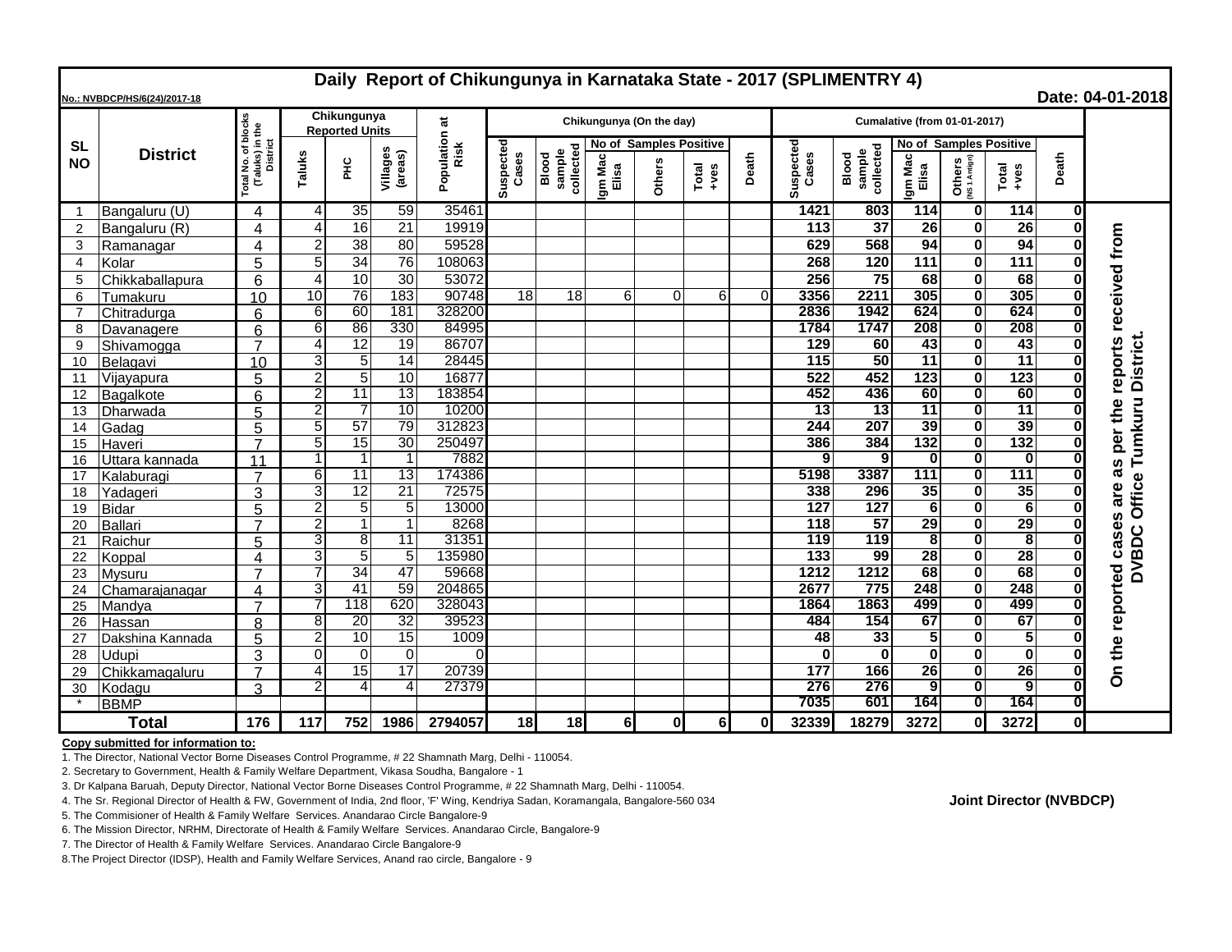# Daily Report of Chikungunya in Karnataka State - 2017 (SPLIMENTRY 4)

No.: NVBDCP/HS/6(24)/2017-18

**Date: 04-01-2018**

| SL NO | District | Total No. of blocks (Taluks) in the District | Chikungunya Reported Units | | | Population at Risk | Chikungunya (On the day) | | | | | | Cumalative (from 01-01-2017) | | | | | | |
|---|---|---|---|---|---|---|---|---|---|---|---|---|---|---|---|---|---|---|---|
| | | | Taluks | PHC | Villages (areas) | | Suspected Cases | Blood sample collected | No of Samples Positive: Igm Mac Elisa | Others | Total +ves | Death | Suspected Cases | Blood sample collected | No of Samples Positive: Igm Mac Elisa | Others (NS 1 Antign) | Total +ves | Death | |
| 1 | Bangaluru (U) | 4 | 4 | 35 | 59 | 35461 | | | | | | | 1421 | 803 | 114 | 0 | 114 | 0 | On the reported cases are as per the reports received from DVBDC Office Tumkuru District. |
| 2 | Bangaluru (R) | 4 | 4 | 16 | 21 | 19919 | | | | | | | 113 | 37 | 26 | 0 | 26 | 0 | |
| 3 | Ramanagar | 4 | 2 | 38 | 80 | 59528 | | | | | | | 629 | 568 | 94 | 0 | 94 | 0 | |
| 4 | Kolar | 5 | 5 | 34 | 76 | 108063 | | | | | | | 268 | 120 | 111 | 0 | 111 | 0 | |
| 5 | Chikkaballapura | 6 | 4 | 10 | 30 | 53072 | | | | | | | 256 | 75 | 68 | 0 | 68 | 0 | |
| 6 | Tumakuru | 10 | 10 | 76 | 183 | 90748 | 18 | 18 | 6 | 0 | 6 | 0 | 3356 | 2211 | 305 | 0 | 305 | 0 | |
| 7 | Chitradurga | 6 | 6 | 60 | 181 | 328200 | | | | | | | 2836 | 1942 | 624 | 0 | 624 | 0 | |
| 8 | Davanagere | 6 | 6 | 86 | 330 | 84995 | | | | | | | 1784 | 1747 | 208 | 0 | 208 | 0 | |
| 9 | Shivamogga | 7 | 4 | 12 | 19 | 86707 | | | | | | | 129 | 60 | 43 | 0 | 43 | 0 | |
| 10 | Belagavi | 10 | 3 | 5 | 14 | 28445 | | | | | | | 115 | 50 | 11 | 0 | 11 | 0 | |
| 11 | Vijayapura | 5 | 2 | 5 | 10 | 16877 | | | | | | | 522 | 452 | 123 | 0 | 123 | 0 | |
| 12 | Bagalkote | 6 | 2 | 11 | 13 | 183854 | | | | | | | 452 | 436 | 60 | 0 | 60 | 0 | |
| 13 | Dharwada | 5 | 2 | 7 | 10 | 10200 | | | | | | | 13 | 13 | 11 | 0 | 11 | 0 | |
| 14 | Gadag | 5 | 5 | 57 | 79 | 312823 | | | | | | | 244 | 207 | 39 | 0 | 39 | 0 | |
| 15 | Haveri | 7 | 5 | 15 | 30 | 250497 | | | | | | | 386 | 384 | 132 | 0 | 132 | 0 | |
| 16 | Uttara kannada | 11 | 1 | 1 | 1 | 7882 | | | | | | | 9 | 9 | 0 | 0 | 0 | 0 | |
| 17 | Kalaburagi | 7 | 6 | 11 | 13 | 174386 | | | | | | | 5198 | 3387 | 111 | 0 | 111 | 0 | |
| 18 | Yadageri | 3 | 3 | 12 | 21 | 72575 | | | | | | | 338 | 296 | 35 | 0 | 35 | 0 | |
| 19 | Bidar | 5 | 2 | 5 | 5 | 13000 | | | | | | | 127 | 127 | 6 | 0 | 6 | 0 | |
| 20 | Ballari | 7 | 2 | 1 | 1 | 8268 | | | | | | | 118 | 57 | 29 | 0 | 29 | 0 | |
| 21 | Raichur | 5 | 3 | 8 | 11 | 31351 | | | | | | | 119 | 119 | 8 | 0 | 8 | 0 | |
| 22 | Koppal | 4 | 3 | 5 | 5 | 135980 | | | | | | | 133 | 99 | 28 | 0 | 28 | 0 | |
| 23 | Mysuru | 7 | 7 | 34 | 47 | 59668 | | | | | | | 1212 | 1212 | 68 | 0 | 68 | 0 | |
| 24 | Chamarajanagar | 4 | 3 | 41 | 59 | 204865 | | | | | | | 2677 | 775 | 248 | 0 | 248 | 0 | |
| 25 | Mandya | 7 | 7 | 118 | 620 | 328043 | | | | | | | 1864 | 1863 | 499 | 0 | 499 | 0 | |
| 26 | Hassan | 8 | 8 | 20 | 32 | 39523 | | | | | | | 484 | 154 | 67 | 0 | 67 | 0 | |
| 27 | Dakshina Kannada | 5 | 2 | 10 | 15 | 1009 | | | | | | | 48 | 33 | 5 | 0 | 5 | 0 | |
| 28 | Udupi | 3 | 0 | 0 | 0 | 0 | | | | | | | 0 | 0 | 0 | 0 | 0 | 0 | |
| 29 | Chikkamagaluru | 7 | 4 | 15 | 17 | 20739 | | | | | | | 177 | 166 | 26 | 0 | 26 | 0 | |
| 30 | Kodagu | 3 | 2 | 4 | 4 | 27379 | | | | | | | 276 | 276 | 9 | 0 | 9 | 0 | |
| * | BBMP | | | | | | | | | | | | 7035 | 601 | 164 | 0 | 164 | 0 | |
| | **Total** | 176 | 117 | 752 | 1986 | 2794057 | 18 | 18 | 6 | 0 | 6 | 0 | 32339 | 18279 | 3272 | 0 | 3272 | 0 | |

**Copy submitted for information to:**

1. The Director, National Vector Borne Diseases Control Programme, # 22 Shamnath Marg, Delhi - 110054.
2. Secretary to Government, Health & Family Welfare Department, Vikasa Soudha, Bangalore - 1
3. Dr Kalpana Baruah, Deputy Director, National Vector Borne Diseases Control Programme, # 22 Shamnath Marg, Delhi - 110054.
4. The Sr. Regional Director of Health & FW, Government of India, 2nd floor, 'F' Wing, Kendriya Sadan, Koramangala, Bangalore-560 034
5. The Commisioner of Health & Family Welfare Services. Anandarao Circle Bangalore-9
6. The Mission Director, NRHM, Directorate of Health & Family Welfare Services. Anandarao Circle, Bangalore-9
7. The Director of Health & Family Welfare Services. Anandarao Circle Bangalore-9
8. The Project Director (IDSP), Health and Family Welfare Services, Anand rao circle, Bangalore - 9

**Joint Director (NVBDCP)**